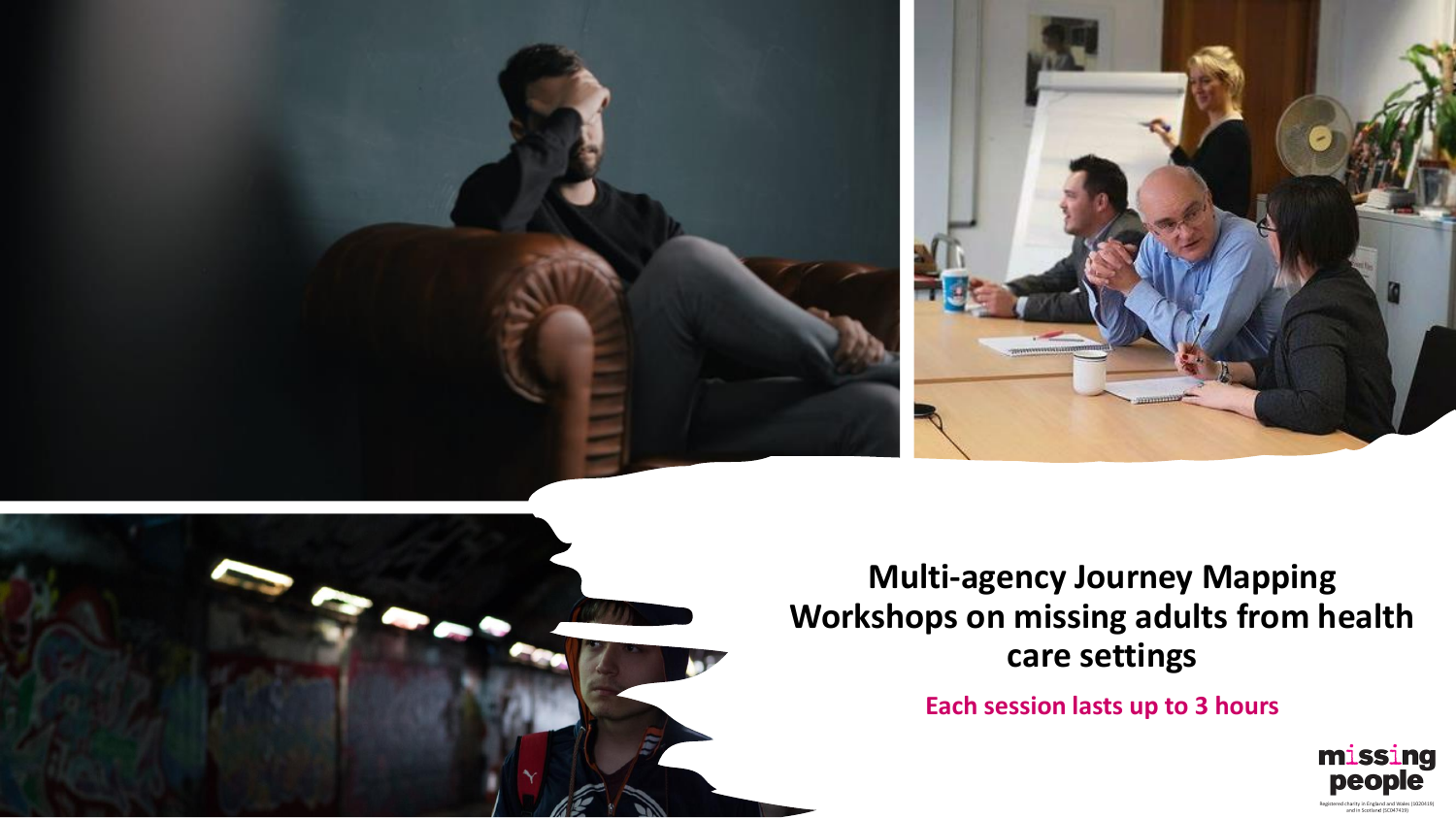# Multi-agency Journey Mapping Workshops on missing adults from health care settings

**Each session lasts up to 3 hours**

missing people

Registered charity in England and Wales (1020419) and in Scotland (SC047419)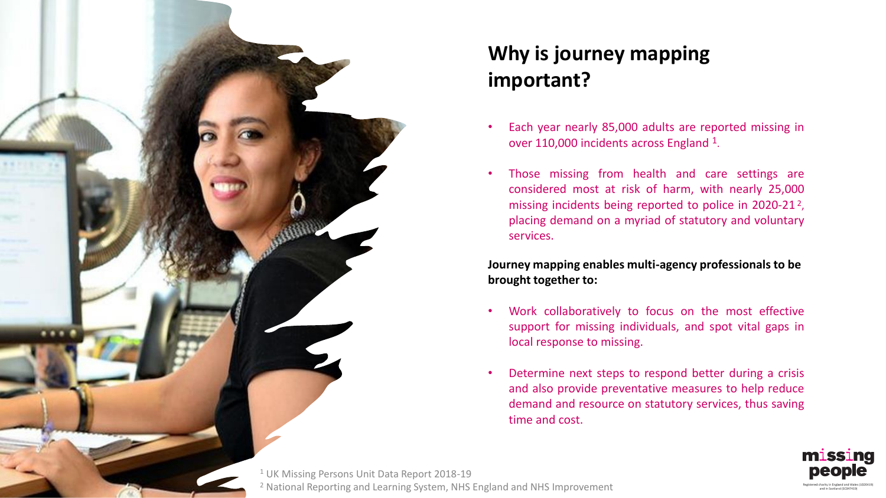## Why is journey mapping important?

- Each year nearly 85,000 adults are reported missing in over 110,000 incidents across England [1].
- Those missing from health and care settings are considered most at risk of harm, with nearly 25,000 missing incidents being reported to police in 2020-21 [2], placing demand on a myriad of statutory and voluntary services.

**Journey mapping enables multi-agency professionals to be brought together to:**

- Work collaboratively to focus on the most effective support for missing individuals, and spot vital gaps in local response to missing.
- Determine next steps to respond better during a crisis and also provide preventative measures to help reduce demand and resource on statutory services, thus saving time and cost.

[1] UK Missing Persons Unit Data Report 2018-19

[2] National Reporting and Learning System, NHS England and NHS Improvement

missing people

Registered charity in England and Wales (1020419) and in Scotland (SC047419)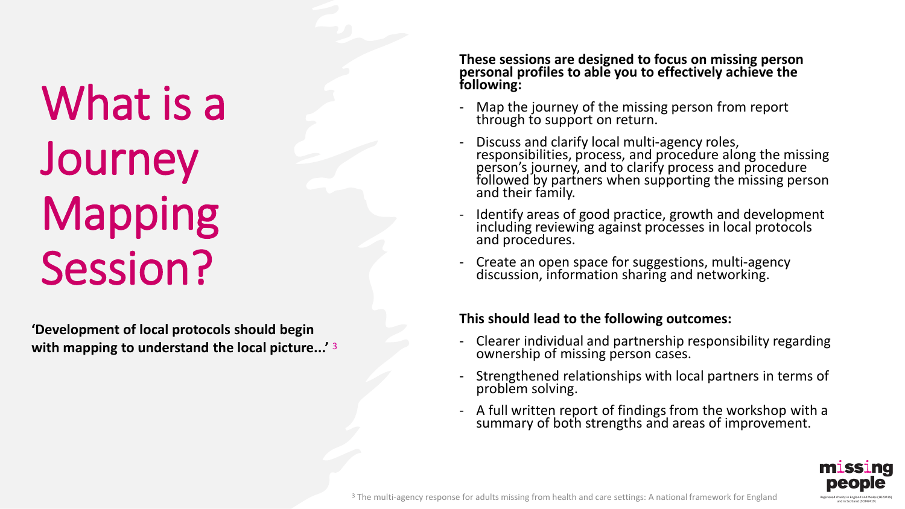# What is a Journey Mapping Session?

**'Development of local protocols should begin with mapping to understand the local picture...'** [3]

**These sessions are designed to focus on missing person personal profiles to able you to effectively achieve the following:**

- Map the journey of the missing person from report through to support on return.
- Discuss and clarify local multi-agency roles, responsibilities, process, and procedure along the missing person's journey, and to clarify process and procedure followed by partners when supporting the missing person and their family.
- Identify areas of good practice, growth and development including reviewing against processes in local protocols and procedures.
- Create an open space for suggestions, multi-agency discussion, information sharing and networking.

**This should lead to the following outcomes:**

- Clearer individual and partnership responsibility regarding ownership of missing person cases.
- Strengthened relationships with local partners in terms of problem solving.
- A full written report of findings from the workshop with a summary of both strengths and areas of improvement.

[3] The multi-agency response for adults missing from health and care settings: A national framework for England

missing people

Registered charity in England and Wales (1020419) and in Scotland (SC047419)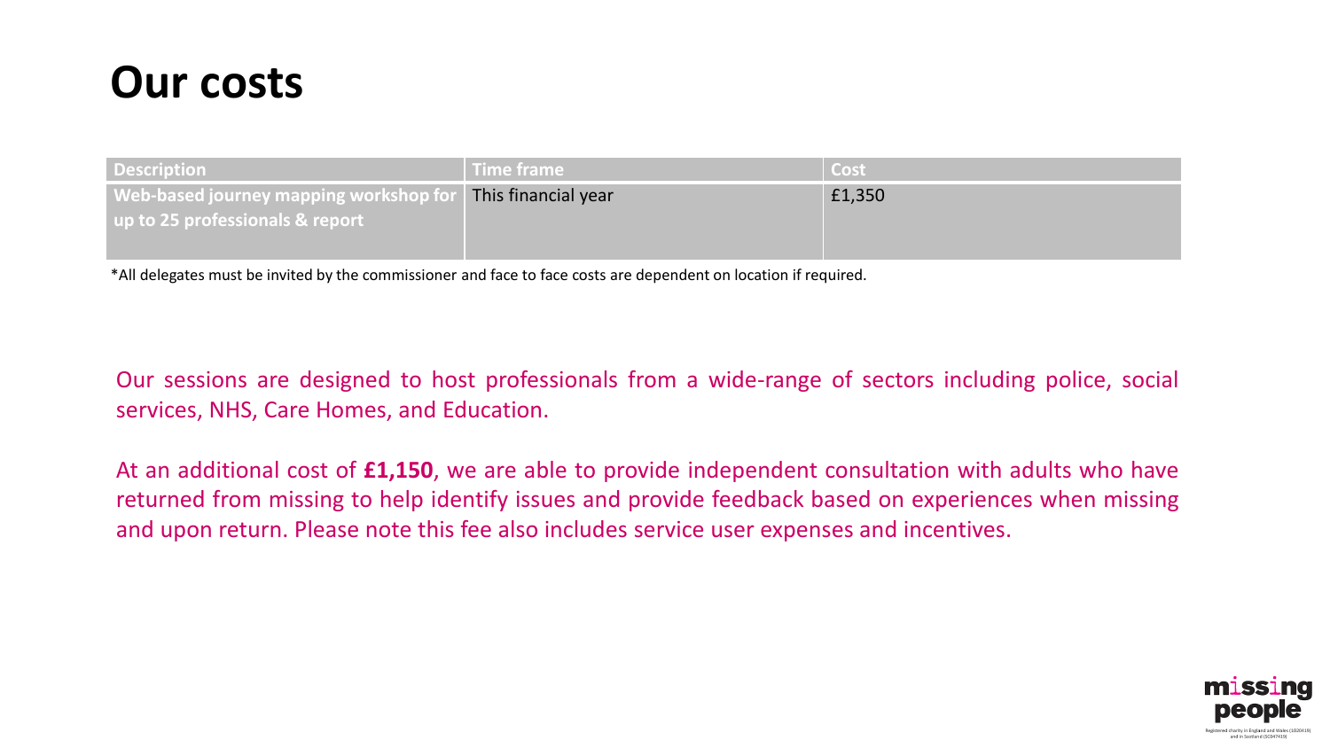# Our costs

| Description | Time frame | Cost |
|---|---|---|
| **Web-based journey mapping workshop for up to 25 professionals & report** | This financial year | £1,350 |

*All delegates must be invited by the commissioner and face to face costs are dependent on location if required.

Our sessions are designed to host professionals from a wide-range of sectors including police, social services, NHS, Care Homes, and Education.

At an additional cost of **£1,150**, we are able to provide independent consultation with adults who have returned from missing to help identify issues and provide feedback based on experiences when missing and upon return. Please note this fee also includes service user expenses and incentives.

missing people

Registered charity in England and Wales (1020419) and in Scotland (SC047419)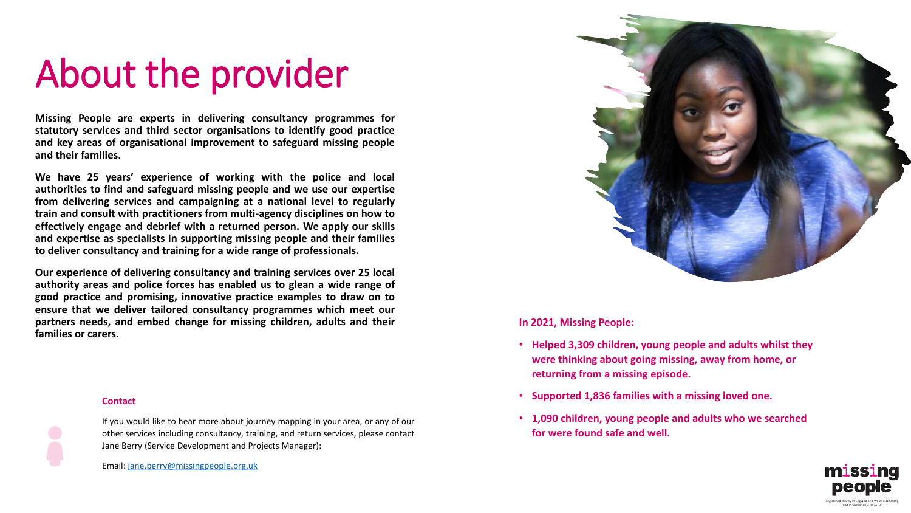# About the provider

**Missing People are experts in delivering consultancy programmes for statutory services and third sector organisations to identify good practice and key areas of organisational improvement to safeguard missing people and their families.**

**We have 25 years' experience of working with the police and local authorities to find and safeguard missing people and we use our expertise from delivering services and campaigning at a national level to regularly train and consult with practitioners from multi-agency disciplines on how to effectively engage and debrief with a returned person. We apply our skills and expertise as specialists in supporting missing people and their families to deliver consultancy and training for a wide range of professionals.**

**Our experience of delivering consultancy and training services over 25 local authority areas and police forces has enabled us to glean a wide range of good practice and promising, innovative practice examples to draw on to ensure that we deliver tailored consultancy programmes which meet our partners needs, and embed change for missing children, adults and their families or carers.**

**In 2021, Missing People:**

- **Helped 3,309 children, young people and adults whilst they were thinking about going missing, away from home, or returning from a missing episode.**
- **Supported 1,836 families with a missing loved one.**
- **1,090 children, young people and adults who we searched for were found safe and well.**

**Contact**

If you would like to hear more about journey mapping in your area, or any of our other services including consultancy, training, and return services, please contact Jane Berry (Service Development and Projects Manager):

Email: jane.berry@missingpeople.org.uk

missing people

Registered charity in England and Wales (1020419) and in Scotland (SC047419)